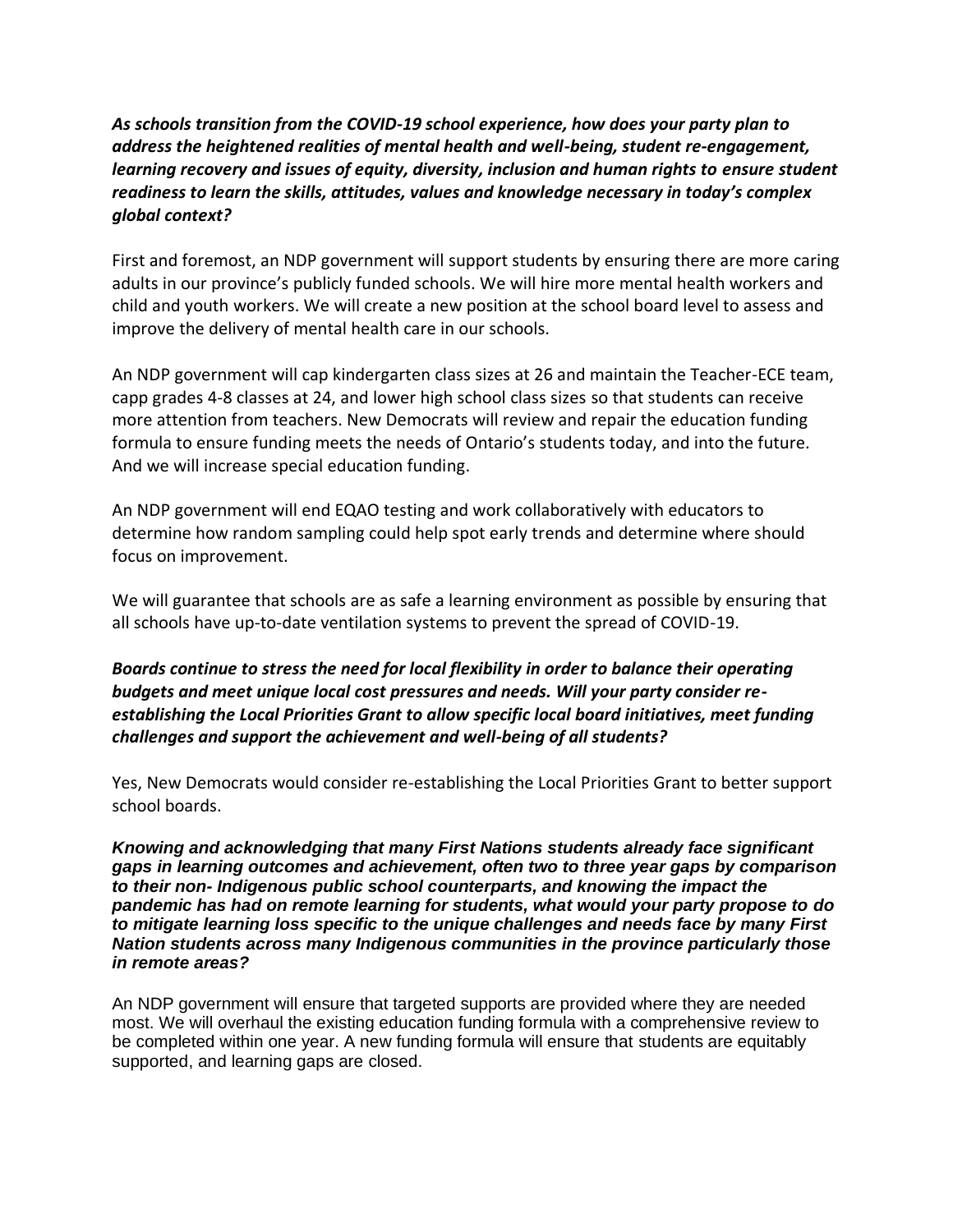***As schools transition from the COVID-19 school experience, how does your party plan to address the heightened realities of mental health and well-being, student re-engagement, learning recovery and issues of equity, diversity, inclusion and human rights to ensure student readiness to learn the skills, attitudes, values and knowledge necessary in today's complex global context?***

First and foremost, an NDP government will support students by ensuring there are more caring adults in our province's publicly funded schools. We will hire more mental health workers and child and youth workers. We will create a new position at the school board level to assess and improve the delivery of mental health care in our schools.

An NDP government will cap kindergarten class sizes at 26 and maintain the Teacher-ECE team, capp grades 4-8 classes at 24, and lower high school class sizes so that students can receive more attention from teachers. New Democrats will review and repair the education funding formula to ensure funding meets the needs of Ontario's students today, and into the future. And we will increase special education funding.

An NDP government will end EQAO testing and work collaboratively with educators to determine how random sampling could help spot early trends and determine where should focus on improvement.

We will guarantee that schools are as safe a learning environment as possible by ensuring that all schools have up-to-date ventilation systems to prevent the spread of COVID-19.

***Boards continue to stress the need for local flexibility in order to balance their operating budgets and meet unique local cost pressures and needs. Will your party consider re-establishing the Local Priorities Grant to allow specific local board initiatives, meet funding challenges and support the achievement and well-being of all students?***

Yes, New Democrats would consider re-establishing the Local Priorities Grant to better support school boards.

***Knowing and acknowledging that many First Nations students already face significant gaps in learning outcomes and achievement, often two to three year gaps by comparison to their non- Indigenous public school counterparts, and knowing the impact the pandemic has had on remote learning for students, what would your party propose to do to mitigate learning loss specific to the unique challenges and needs face by many First Nation students across many Indigenous communities in the province particularly those in remote areas?***

An NDP government will ensure that targeted supports are provided where they are needed most. We will overhaul the existing education funding formula with a comprehensive review to be completed within one year. A new funding formula will ensure that students are equitably supported, and learning gaps are closed.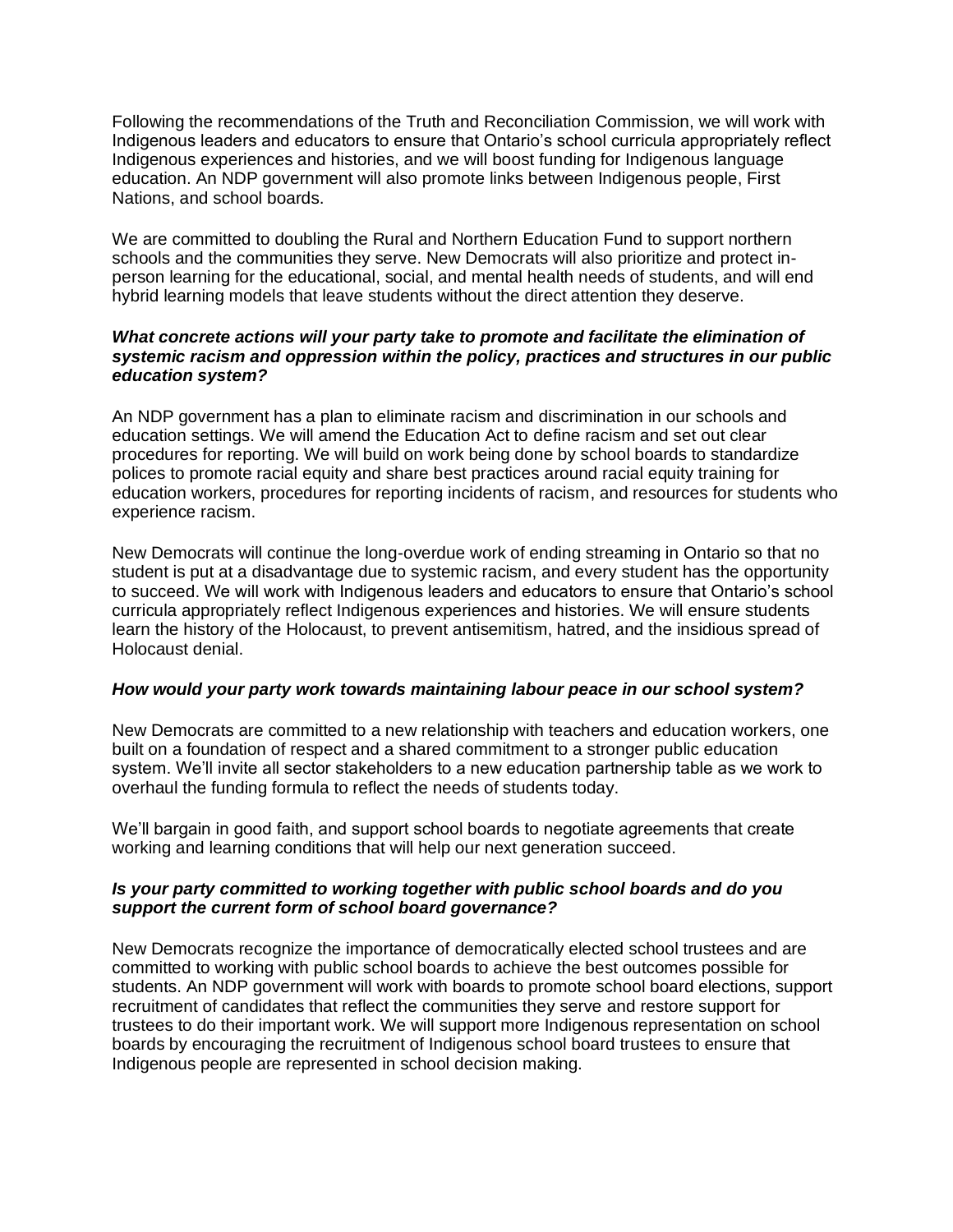Following the recommendations of the Truth and Reconciliation Commission, we will work with Indigenous leaders and educators to ensure that Ontario's school curricula appropriately reflect Indigenous experiences and histories, and we will boost funding for Indigenous language education. An NDP government will also promote links between Indigenous people, First Nations, and school boards.

We are committed to doubling the Rural and Northern Education Fund to support northern schools and the communities they serve. New Democrats will also prioritize and protect in-person learning for the educational, social, and mental health needs of students, and will end hybrid learning models that leave students without the direct attention they deserve.

***What concrete actions will your party take to promote and facilitate the elimination of systemic racism and oppression within the policy, practices and structures in our public education system?***

An NDP government has a plan to eliminate racism and discrimination in our schools and education settings. We will amend the Education Act to define racism and set out clear procedures for reporting. We will build on work being done by school boards to standardize polices to promote racial equity and share best practices around racial equity training for education workers, procedures for reporting incidents of racism, and resources for students who experience racism.

New Democrats will continue the long-overdue work of ending streaming in Ontario so that no student is put at a disadvantage due to systemic racism, and every student has the opportunity to succeed. We will work with Indigenous leaders and educators to ensure that Ontario's school curricula appropriately reflect Indigenous experiences and histories. We will ensure students learn the history of the Holocaust, to prevent antisemitism, hatred, and the insidious spread of Holocaust denial.

***How would your party work towards maintaining labour peace in our school system?***

New Democrats are committed to a new relationship with teachers and education workers, one built on a foundation of respect and a shared commitment to a stronger public education system. We'll invite all sector stakeholders to a new education partnership table as we work to overhaul the funding formula to reflect the needs of students today.

We'll bargain in good faith, and support school boards to negotiate agreements that create working and learning conditions that will help our next generation succeed.

***Is your party committed to working together with public school boards and do you support the current form of school board governance?***

New Democrats recognize the importance of democratically elected school trustees and are committed to working with public school boards to achieve the best outcomes possible for students. An NDP government will work with boards to promote school board elections, support recruitment of candidates that reflect the communities they serve and restore support for trustees to do their important work. We will support more Indigenous representation on school boards by encouraging the recruitment of Indigenous school board trustees to ensure that Indigenous people are represented in school decision making.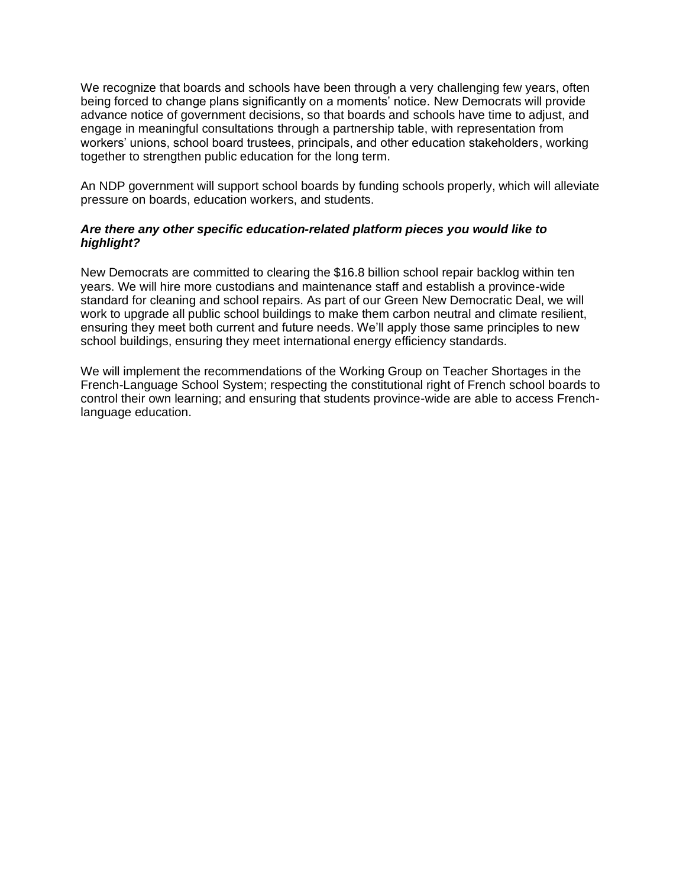We recognize that boards and schools have been through a very challenging few years, often being forced to change plans significantly on a moments' notice. New Democrats will provide advance notice of government decisions, so that boards and schools have time to adjust, and engage in meaningful consultations through a partnership table, with representation from workers' unions, school board trustees, principals, and other education stakeholders, working together to strengthen public education for the long term.

An NDP government will support school boards by funding schools properly, which will alleviate pressure on boards, education workers, and students.

***Are there any other specific education-related platform pieces you would like to highlight?***

New Democrats are committed to clearing the $16.8 billion school repair backlog within ten years. We will hire more custodians and maintenance staff and establish a province-wide standard for cleaning and school repairs. As part of our Green New Democratic Deal, we will work to upgrade all public school buildings to make them carbon neutral and climate resilient, ensuring they meet both current and future needs. We'll apply those same principles to new school buildings, ensuring they meet international energy efficiency standards.

We will implement the recommendations of the Working Group on Teacher Shortages in the French-Language School System; respecting the constitutional right of French school boards to control their own learning; and ensuring that students province-wide are able to access French-language education.